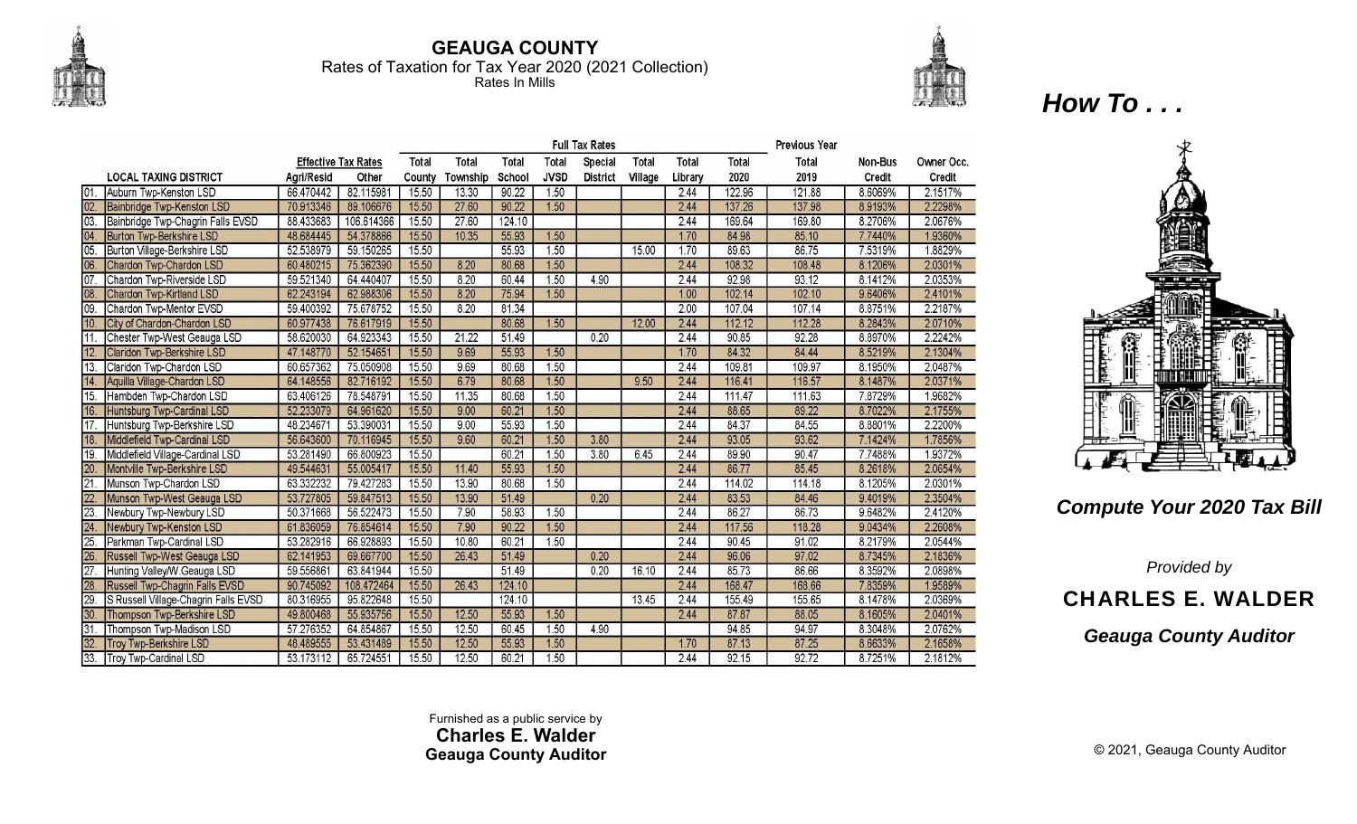# GEAUGA COUNTY

Rates of Taxation for Tax Year 2020 (2021 Collection)

Rates In Mills

| | | Effective Tax Rates | | Full Tax Rates | | | | | | | | | Previous Year | | |
|---|---|---|---|---|---|---|---|---|---|---|---|---|---|---|---|
| | LOCAL TAXING DISTRICT | Agri/Resid | Other | Total County | Total Township | Total School | Total JVSD | Special District | Total Village | Total Library | Total 2020 | | Total 2019 | Non-Bus Credit | Owner Occ. Credit |
| 01. | Auburn Twp-Kenston LSD | 66.470442 | 82.115981 | 15.50 | 13.30 | 90.22 | 1.50 | | | 2.44 | 122.96 | | 121.88 | 8.6069% | 2.1517% |
| 02. | Bainbridge Twp-Kenston LSD | 70.913346 | 89.106676 | 15.50 | 27.60 | 90.22 | 1.50 | | | 2.44 | 137.26 | | 137.98 | 8.9193% | 2.2298% |
| 03. | Bainbridge Twp-Chagrin Falls EVSD | 88.433683 | 106.614366 | 15.50 | 27.60 | 124.10 | | | | 2.44 | 169.64 | | 169.80 | 8.2706% | 2.0676% |
| 04. | Burton Twp-Berkshire LSD | 48.684445 | 54.378866 | 15.50 | 10.35 | 55.93 | 1.50 | | | 1.70 | 84.98 | | 85.10 | 7.7440% | 1.9360% |
| 05. | Burton Village-Berkshire LSD | 52.538979 | 59.150265 | 15.50 | | 55.93 | 1.50 | | 15.00 | 1.70 | 89.63 | | 86.75 | 7.5319% | 1.8829% |
| 06. | Chardon Twp-Chardon LSD | 60.480215 | 75.362390 | 15.50 | 8.20 | 80.68 | 1.50 | | | 2.44 | 108.32 | | 108.48 | 8.1206% | 2.0301% |
| 07. | Chardon Twp-Riverside LSD | 59.521340 | 64.440407 | 15.50 | 8.20 | 60.44 | 1.50 | 4.90 | | 2.44 | 92.98 | | 93.12 | 8.1412% | 2.0353% |
| 08. | Chardon Twp-Kirtland LSD | 62.243194 | 62.988306 | 15.50 | 8.20 | 75.94 | 1.50 | | | 1.00 | 102.14 | | 102.10 | 9.6406% | 2.4101% |
| 09. | Chardon Twp-Mentor EVSD | 59.400392 | 75.678752 | 15.50 | 8.20 | 81.34 | | | | 2.00 | 107.04 | | 107.14 | 8.8751% | 2.2187% |
| 10. | City of Chardon-Chardon LSD | 60.977438 | 76.617919 | 15.50 | | 80.68 | 1.50 | | 12.00 | 2.44 | 112.12 | | 112.28 | 8.2843% | 2.0710% |
| 11. | Chester Twp-West Geauga LSD | 58.620030 | 64.923343 | 15.50 | 21.22 | 51.49 | | 0.20 | | 2.44 | 90.85 | | 92.28 | 8.8970% | 2.2242% |
| 12. | Claridon Twp-Berkshire LSD | 47.148770 | 52.154651 | 15.50 | 9.69 | 55.93 | 1.50 | | | 1.70 | 84.32 | | 84.44 | 8.5219% | 2.1304% |
| 13. | Claridon Twp-Chardon LSD | 60.657362 | 75.050908 | 15.50 | 9.69 | 80.68 | 1.50 | | | 2.44 | 109.81 | | 109.97 | 8.1950% | 2.0487% |
| 14. | Aquilla Village-Chardon LSD | 64.148556 | 82.716192 | 15.50 | 6.79 | 80.68 | 1.50 | | 9.50 | 2.44 | 116.41 | | 116.57 | 8.1487% | 2.0371% |
| 15. | Hambden Twp-Chardon LSD | 63.406126 | 78.548791 | 15.50 | 11.35 | 80.68 | 1.50 | | | 2.44 | 111.47 | | 111.63 | 7.8729% | 1.9682% |
| 16. | Huntsburg Twp-Cardinal LSD | 52.233079 | 64.961620 | 15.50 | 9.00 | 60.21 | 1.50 | | | 2.44 | 88.65 | | 89.22 | 8.7022% | 2.1755% |
| 17. | Huntsburg Twp-Berkshire LSD | 48.234671 | 53.390031 | 15.50 | 9.00 | 55.93 | 1.50 | | | 2.44 | 84.37 | | 84.55 | 8.8801% | 2.2200% |
| 18. | Middlefield Twp-Cardinal LSD | 56.643600 | 70.116945 | 15.50 | 9.60 | 60.21 | 1.50 | 3.80 | | 2.44 | 93.05 | | 93.62 | 7.1424% | 1.7856% |
| 19. | Middlefield Village-Cardinal LSD | 53.281490 | 66.800923 | 15.50 | | 60.21 | 1.50 | 3.80 | 6.45 | 2.44 | 89.90 | | 90.47 | 7.7488% | 1.9372% |
| 20. | Montville Twp-Berkshire LSD | 49.544631 | 55.005417 | 15.50 | 11.40 | 55.93 | 1.50 | | | 2.44 | 86.77 | | 85.45 | 8.2618% | 2.0654% |
| 21. | Munson Twp-Chardon LSD | 63.332232 | 79.427283 | 15.50 | 13.90 | 80.68 | 1.50 | | | 2.44 | 114.02 | | 114.18 | 8.1205% | 2.0301% |
| 22. | Munson Twp-West Geauga LSD | 53.727805 | 59.847513 | 15.50 | 13.90 | 51.49 | | 0.20 | | 2.44 | 83.53 | | 84.46 | 9.4019% | 2.3504% |
| 23. | Newbury Twp-Newbury LSD | 50.371668 | 56.522473 | 15.50 | 7.90 | 58.93 | 1.50 | | | 2.44 | 86.27 | | 86.73 | 9.6482% | 2.4120% |
| 24. | Newbury Twp-Kenston LSD | 61.836059 | 76.854614 | 15.50 | 7.90 | 90.22 | 1.50 | | | 2.44 | 117.56 | | 118.28 | 9.0434% | 2.2608% |
| 25. | Parkman Twp-Cardinal LSD | 53.282916 | 66.928893 | 15.50 | 10.80 | 60.21 | 1.50 | | | 2.44 | 90.45 | | 91.02 | 8.2179% | 2.0544% |
| 26. | Russell Twp-West Geauga LSD | 62.141953 | 69.667700 | 15.50 | 26.43 | 51.49 | | 0.20 | | 2.44 | 96.06 | | 97.02 | 8.7345% | 2.1836% |
| 27. | Hunting Valley/W.Geauga LSD | 59.556861 | 63.841944 | 15.50 | | 51.49 | | 0.20 | 16.10 | 2.44 | 85.73 | | 86.66 | 8.3592% | 2.0898% |
| 28. | Russell Twp-Chagrin Falls EVSD | 90.745092 | 108.472464 | 15.50 | 26.43 | 124.10 | | | | 2.44 | 168.47 | | 168.66 | 7.8359% | 1.9589% |
| 29. | S Russell Village-Chagrin Falls EVSD | 80.316955 | 95.822648 | 15.50 | | 124.10 | | | 13.45 | 2.44 | 155.49 | | 155.65 | 8.1478% | 2.0369% |
| 30. | Thompson Twp-Berkshire LSD | 49.800468 | 55.935756 | 15.50 | 12.50 | 55.93 | 1.50 | | | 2.44 | 87.87 | | 88.05 | 8.1605% | 2.0401% |
| 31. | Thompson Twp-Madison LSD | 57.276352 | 64.854867 | 15.50 | 12.50 | 60.45 | 1.50 | 4.90 | | | 94.85 | | 94.97 | 8.3048% | 2.0762% |
| 32. | Troy Twp-Berkshire LSD | 48.489555 | 53.431489 | 15.50 | 12.50 | 55.93 | 1.50 | | | 1.70 | 87.13 | | 87.25 | 8.6633% | 2.1658% |
| 33. | Troy Twp-Cardinal LSD | 53.173112 | 65.724551 | 15.50 | 12.50 | 60.21 | 1.50 | | | 2.44 | 92.15 | | 92.72 | 8.7251% | 2.1812% |

Furnished as a public service by
**Charles E. Walder**
**Geauga County Auditor**

# *How To . . .*

## *Compute Your 2020 Tax Bill*

*Provided by*

## CHARLES E. WALDER

***Geauga County Auditor***

© 2021, Geauga County Auditor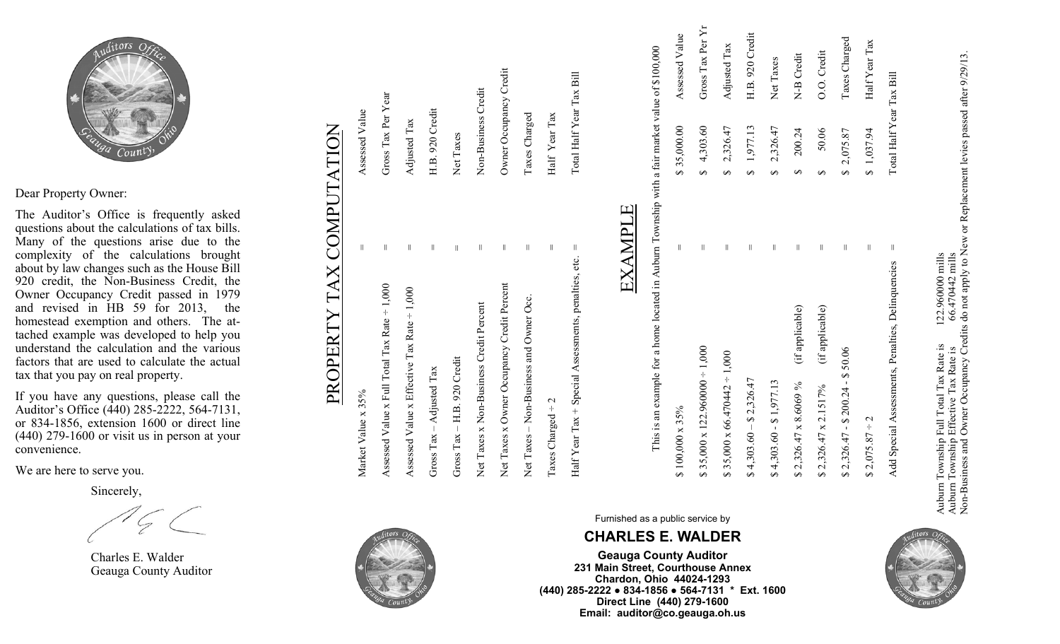Dear Property Owner:

The Auditor's Office is frequently asked questions about the calculations of tax bills. Many of the questions arise due to the complexity of the calculations brought about by law changes such as the House Bill 920 credit, the Non-Business Credit, the Owner Occupancy Credit passed in 1979 and revised in HB 59 for 2013, the homestead exemption and others. The attached example was developed to help you understand the calculation and the various factors that are used to calculate the actual tax that you pay on real property.

If you have any questions, please call the Auditor's Office (440) 285-2222, 564-7131, or 834-1856, extension 1600 or direct line (440) 279-1600 or visit us in person at your convenience.

We are here to serve you.

Sincerely,

Charles E. Walder
Geauga County Auditor

# PROPERTY TAX COMPUTATION

| | | |
|---|---|---|
| Market Value x 35% | = | Assessed Value |
| Assessed Value x Full Total Tax Rate ÷ 1,000 | = | Gross Tax Per Year |
| Assessed Value x Effective Tax Rate ÷ 1,000 | = | Adjusted Tax |
| Gross Tax – Adjusted Tax | = | H.B. 920 Credit |
| Gross Tax – H.B. 920 Credit | = | Net Taxes |
| Net Taxes x Non-Business Credit Percent | = | Non-Business Credit |
| Net Taxes x Owner Occupancy Credit Percent | = | Owner Occupancy Credit |
| Net Taxes – Non-Business and Owner Occ. | = | Taxes Charged |
| Taxes Charged ÷ 2 | = | Half Year Tax |
| Half Year Tax + Special Assessments, penalties, etc. | = | Total Half Year Tax Bill |

# EXAMPLE

This is an example for a home located in Auburn Township with a fair market value of $100,000

| | | | |
|---|---|---|---|
| $ 100,000 x 35% | = | $ 35,000.00 | Assessed Value |
| $ 35,000 x 122.960000 ÷ 1,000 | = | $ 4,303.60 | Gross Tax Per Yr |
| $ 35,000 x 66.470442 ÷ 1,000 | = | $ 2,326.47 | Adjusted Tax |
| $ 4,303.60 - $ 2,326.47 | = | $ 1,977.13 | H.B. 920 Credit |
| $ 4,303.60 - $ 1,977.13 | = | $ 2,326.47 | Net Taxes |
| $ 2,326.47 x 8.6069 % (if applicable) | = | $ 200.24 | N-B Credit |
| $ 2,326.47 x 2.1517% (if applicable) | = | $ 50.06 | O.O. Credit |
| $ 2,326.47 - $ 200.24 - $ 50.06 | = | $ 2,075.87 | Taxes Charged |
| $ 2,075.87 ÷ 2 | = | $ 1,037.94 | Half Year Tax |
| Add Special Assessments, Penalties, Delinquencies | = | Total Half Year Tax Bill | |

Auburn Township Full Total Tax Rate is 122.960000 mills
Auburn Township Effective Tax Rate is 66.470442 mills
Non-Business and Owner Occupancy Credits do not apply to New or Replacement levies passed after 9/29/13.

Furnished as a public service by

**CHARLES E. WALDER**

**Geauga County Auditor**
**231 Main Street, Courthouse Annex**
**Chardon, Ohio 44024-1293**
**(440) 285-2222 ● 834-1856 ● 564-7131 * Ext. 1600**
**Direct Line (440) 279-1600**
**Email: auditor@co.geauga.oh.us**